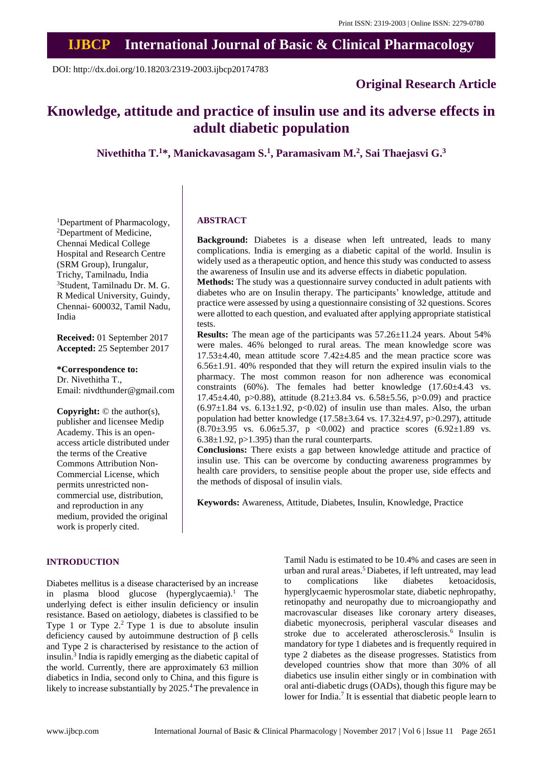# IJBCP International Journal of Basic & Clinical Pharmacology

Print ISSN: 2319-2003 | Online ISSN: 2279-0780

DOI: http://dx.doi.org/10.18203/2319-2003.ijbcp20174783

**Original Research Article**

# Knowledge, attitude and practice of insulin use and its adverse effects in adult diabetic population

**Nivethitha T.[1]*, Manickavasagam S.[1], Paramasivam M.[2], Sai Thaejasvi G.[3]**

[1]Department of Pharmacology, [2]Department of Medicine, Chennai Medical College Hospital and Research Centre (SRM Group), Irungalur, Trichy, Tamilnadu, India
[3]Student, Tamilnadu Dr. M. G. R Medical University, Guindy, Chennai- 600032, Tamil Nadu, India

**Received:** 01 September 2017
**Accepted:** 25 September 2017

**\*Correspondence to:**
Dr. Nivethitha T.,
Email: nivdthunder@gmail.com

**Copyright:** © the author(s), publisher and licensee Medip Academy. This is an open-access article distributed under the terms of the Creative Commons Attribution Non-Commercial License, which permits unrestricted non-commercial use, distribution, and reproduction in any medium, provided the original work is properly cited.

## ABSTRACT

**Background:** Diabetes is a disease when left untreated, leads to many complications. India is emerging as a diabetic capital of the world. Insulin is widely used as a therapeutic option, and hence this study was conducted to assess the awareness of Insulin use and its adverse effects in diabetic population.

**Methods:** The study was a questionnaire survey conducted in adult patients with diabetes who are on Insulin therapy. The participants' knowledge, attitude and practice were assessed by using a questionnaire consisting of 32 questions. Scores were allotted to each question, and evaluated after applying appropriate statistical tests.

**Results:** The mean age of the participants was 57.26±11.24 years. About 54% were males. 46% belonged to rural areas. The mean knowledge score was 17.53±4.40, mean attitude score 7.42±4.85 and the mean practice score was 6.56±1.91. 40% responded that they will return the expired insulin vials to the pharmacy. The most common reason for non adherence was economical constraints (60%). The females had better knowledge (17.60±4.43 vs. 17.45±4.40, $p>0.88$), attitude (8.21±3.84 vs. 6.58±5.56, $p>0.09$) and practice (6.97±1.84 vs. 6.13±1.92, $p<0.02$) of insulin use than males. Also, the urban population had better knowledge (17.58±3.64 vs. 17.32±4.97, $p>0.297$), attitude (8.70±3.95 vs. 6.06±5.37, $p<0.002$) and practice scores (6.92±1.89 vs. 6.38±1.92, $p>1.395$) than the rural counterparts.

**Conclusions:** There exists a gap between knowledge attitude and practice of insulin use. This can be overcome by conducting awareness programmes by health care providers, to sensitise people about the proper use, side effects and the methods of disposal of insulin vials.

**Keywords:** Awareness, Attitude, Diabetes, Insulin, Knowledge, Practice

## INTRODUCTION

Diabetes mellitus is a disease characterised by an increase in plasma blood glucose (hyperglycaemia).[1] The underlying defect is either insulin deficiency or insulin resistance. Based on aetiology, diabetes is classified to be Type 1 or Type 2.[2] Type 1 is due to absolute insulin deficiency caused by autoimmune destruction of β cells and Type 2 is characterised by resistance to the action of insulin.[3] India is rapidly emerging as the diabetic capital of the world. Currently, there are approximately 63 million diabetics in India, second only to China, and this figure is likely to increase substantially by 2025.[4] The prevalence in Tamil Nadu is estimated to be 10.4% and cases are seen in urban and rural areas.[5] Diabetes, if left untreated, may lead to complications like diabetes ketoacidosis, hyperglycaemic hyperosmolar state, diabetic nephropathy, retinopathy and neuropathy due to microangiopathy and macrovascular diseases like coronary artery diseases, diabetic myonecrosis, peripheral vascular diseases and stroke due to accelerated atherosclerosis.[6] Insulin is mandatory for type 1 diabetes and is frequently required in type 2 diabetes as the disease progresses. Statistics from developed countries show that more than 30% of all diabetics use insulin either singly or in combination with oral anti-diabetic drugs (OADs), though this figure may be lower for India.[7] It is essential that diabetic people learn to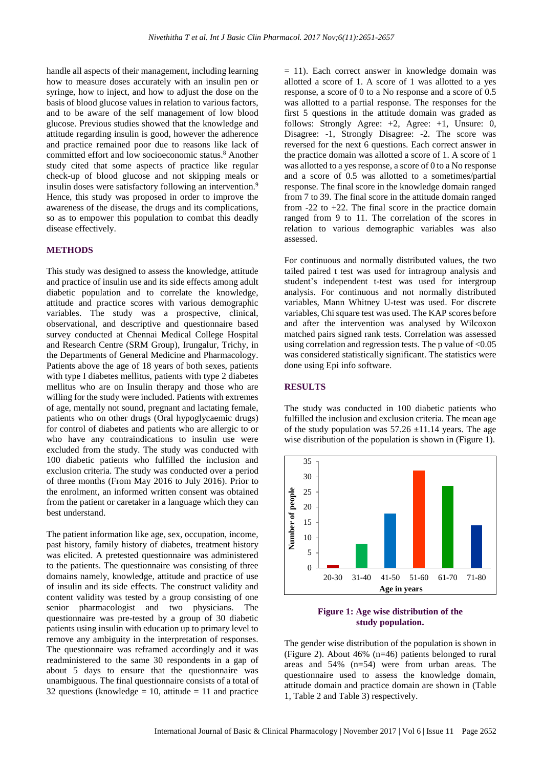handle all aspects of their management, including learning how to measure doses accurately with an insulin pen or syringe, how to inject, and how to adjust the dose on the basis of blood glucose values in relation to various factors, and to be aware of the self management of low blood glucose. Previous studies showed that the knowledge and attitude regarding insulin is good, however the adherence and practice remained poor due to reasons like lack of committed effort and low socioeconomic status.[8] Another study cited that some aspects of practice like regular check-up of blood glucose and not skipping meals or insulin doses were satisfactory following an intervention.[9] Hence, this study was proposed in order to improve the awareness of the disease, the drugs and its complications, so as to empower this population to combat this deadly disease effectively.

## METHODS

This study was designed to assess the knowledge, attitude and practice of insulin use and its side effects among adult diabetic population and to correlate the knowledge, attitude and practice scores with various demographic variables. The study was a prospective, clinical, observational, and descriptive and questionnaire based survey conducted at Chennai Medical College Hospital and Research Centre (SRM Group), Irungalur, Trichy, in the Departments of General Medicine and Pharmacology. Patients above the age of 18 years of both sexes, patients with type I diabetes mellitus, patients with type 2 diabetes mellitus who are on Insulin therapy and those who are willing for the study were included. Patients with extremes of age, mentally not sound, pregnant and lactating female, patients who on other drugs (Oral hypoglycaemic drugs) for control of diabetes and patients who are allergic to or who have any contraindications to insulin use were excluded from the study. The study was conducted with 100 diabetic patients who fulfilled the inclusion and exclusion criteria. The study was conducted over a period of three months (From May 2016 to July 2016). Prior to the enrolment, an informed written consent was obtained from the patient or caretaker in a language which they can best understand.

The patient information like age, sex, occupation, income, past history, family history of diabetes, treatment history was elicited. A pretested questionnaire was administered to the patients. The questionnaire was consisting of three domains namely, knowledge, attitude and practice of use of insulin and its side effects. The construct validity and content validity was tested by a group consisting of one senior pharmacologist and two physicians. The questionnaire was pre-tested by a group of 30 diabetic patients using insulin with education up to primary level to remove any ambiguity in the interpretation of responses. The questionnaire was reframed accordingly and it was readministered to the same 30 respondents in a gap of about 5 days to ensure that the questionnaire was unambiguous. The final questionnaire consists of a total of 32 questions (knowledge = 10, attitude = 11 and practice = 11). Each correct answer in knowledge domain was allotted a score of 1. A score of 1 was allotted to a yes response, a score of 0 to a No response and a score of 0.5 was allotted to a partial response. The responses for the first 5 questions in the attitude domain was graded as follows: Strongly Agree: +2, Agree: +1, Unsure: 0, Disagree: -1, Strongly Disagree: -2. The score was reversed for the next 6 questions. Each correct answer in the practice domain was allotted a score of 1. A score of 1 was allotted to a yes response, a score of 0 to a No response and a score of 0.5 was allotted to a sometimes/partial response. The final score in the knowledge domain ranged from 7 to 39. The final score in the attitude domain ranged from -22 to +22. The final score in the practice domain ranged from 9 to 11. The correlation of the scores in relation to various demographic variables was also assessed.

For continuous and normally distributed values, the two tailed paired t test was used for intragroup analysis and student's independent t-test was used for intergroup analysis. For continuous and not normally distributed variables, Mann Whitney U-test was used. For discrete variables, Chi square test was used. The KAP scores before and after the intervention was analysed by Wilcoxon matched pairs signed rank tests. Correlation was assessed using correlation and regression tests. The p value of <0.05 was considered statistically significant. The statistics were done using Epi info software.

## RESULTS

The study was conducted in 100 diabetic patients who fulfilled the inclusion and exclusion criteria. The mean age of the study population was 57.26 ±11.14 years. The age wise distribution of the population is shown in (Figure 1).

Number of people
35
30
25
20
15
10
5
0
20-30
31-40
41-50
51-60
61-70
71-80
Age in years

**Figure 1: Age wise distribution of the study population.**

The gender wise distribution of the population is shown in (Figure 2). About 46% (n=46) patients belonged to rural areas and 54% (n=54) were from urban areas. The questionnaire used to assess the knowledge domain, attitude domain and practice domain are shown in (Table 1, Table 2 and Table 3) respectively.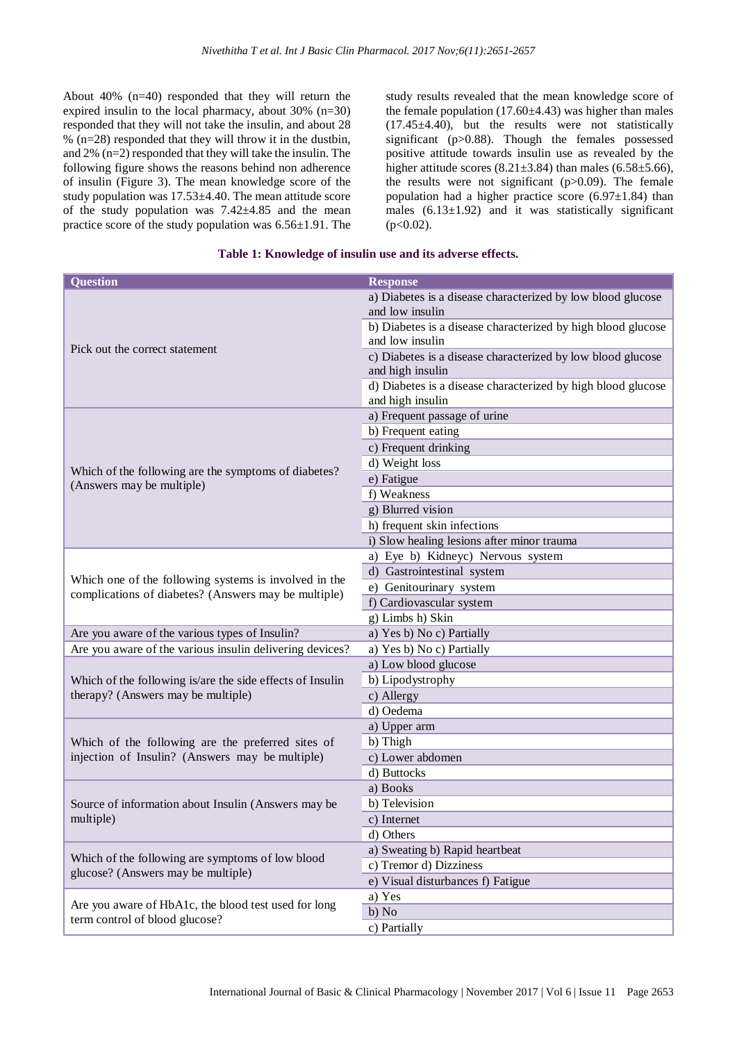About 40% (n=40) responded that they will return the expired insulin to the local pharmacy, about 30% (n=30) responded that they will not take the insulin, and about 28 % (n=28) responded that they will throw it in the dustbin, and 2% (n=2) responded that they will take the insulin. The following figure shows the reasons behind non adherence of insulin (Figure 3). The mean knowledge score of the study population was 17.53±4.40. The mean attitude score of the study population was 7.42±4.85 and the mean practice score of the study population was 6.56±1.91. The study results revealed that the mean knowledge score of the female population (17.60±4.43) was higher than males (17.45±4.40), but the results were not statistically significant ($p>0.88$). Though the females possessed positive attitude towards insulin use as revealed by the higher attitude scores (8.21±3.84) than males (6.58±5.66), the results were not significant ($p>0.09$). The female population had a higher practice score (6.97±1.84) than males (6.13±1.92) and it was statistically significant ($p<0.02$).

**Table 1: Knowledge of insulin use and its adverse effects.**

| Question | Response |
|---|---|
| Pick out the correct statement | a) Diabetes is a disease characterized by low blood glucose and low insulin |
| | b) Diabetes is a disease characterized by high blood glucose and low insulin |
| | c) Diabetes is a disease characterized by low blood glucose and high insulin |
| | d) Diabetes is a disease characterized by high blood glucose and high insulin |
| Which of the following are the symptoms of diabetes? (Answers may be multiple) | a) Frequent passage of urine |
| | b) Frequent eating |
| | c) Frequent drinking |
| | d) Weight loss |
| | e) Fatigue |
| | f) Weakness |
| | g) Blurred vision |
| | h) frequent skin infections |
| | i) Slow healing lesions after minor trauma |
| Which one of the following systems is involved in the complications of diabetes? (Answers may be multiple) | a) Eye b) Kidneyc) Nervous system |
| | d) Gastrointestinal system |
| | e) Genitourinary system |
| | f) Cardiovascular system |
| | g) Limbs h) Skin |
| Are you aware of the various types of Insulin? | a) Yes b) No c) Partially |
| Are you aware of the various insulin delivering devices? | a) Yes b) No c) Partially |
| Which of the following is/are the side effects of Insulin therapy? (Answers may be multiple) | a) Low blood glucose |
| | b) Lipodystrophy |
| | c) Allergy |
| | d) Oedema |
| Which of the following are the preferred sites of injection of Insulin? (Answers may be multiple) | a) Upper arm |
| | b) Thigh |
| | c) Lower abdomen |
| | d) Buttocks |
| Source of information about Insulin (Answers may be multiple) | a) Books |
| | b) Television |
| | c) Internet |
| | d) Others |
| Which of the following are symptoms of low blood glucose? (Answers may be multiple) | a) Sweating b) Rapid heartbeat |
| | c) Tremor d) Dizziness |
| | e) Visual disturbances f) Fatigue |
| Are you aware of HbA1c, the blood test used for long term control of blood glucose? | a) Yes |
| | b) No |
| | c) Partially |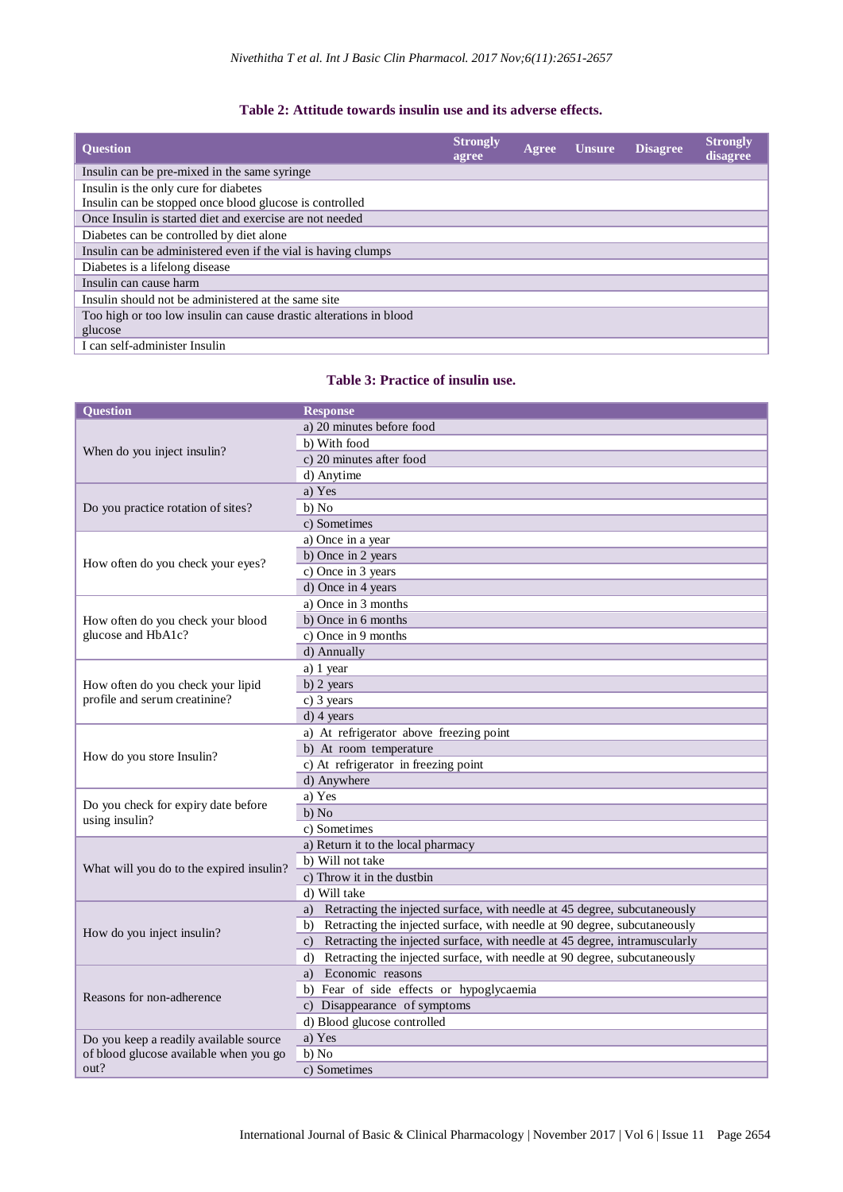**Table 2: Attitude towards insulin use and its adverse effects.**

| Question | Strongly agree | Agree | Unsure | Disagree | Strongly disagree |
|---|---|---|---|---|---|
| Insulin can be pre-mixed in the same syringe | | | | | |
| Insulin is the only cure for diabetes | | | | | |
| Insulin can be stopped once blood glucose is controlled | | | | | |
| Once Insulin is started diet and exercise are not needed | | | | | |
| Diabetes can be controlled by diet alone | | | | | |
| Insulin can be administered even if the vial is having clumps | | | | | |
| Diabetes is a lifelong disease | | | | | |
| Insulin can cause harm | | | | | |
| Insulin should not be administered at the same site | | | | | |
| Too high or too low insulin can cause drastic alterations in blood glucose | | | | | |
| I can self-administer Insulin | | | | | |

**Table 3: Practice of insulin use.**

| Question | Response |
|---|---|
| When do you inject insulin? | a) 20 minutes before food |
| | b) With food |
| | c) 20 minutes after food |
| | d) Anytime |
| Do you practice rotation of sites? | a) Yes |
| | b) No |
| | c) Sometimes |
| How often do you check your eyes? | a) Once in a year |
| | b) Once in 2 years |
| | c) Once in 3 years |
| | d) Once in 4 years |
| How often do you check your blood glucose and HbA1c? | a) Once in 3 months |
| | b) Once in 6 months |
| | c) Once in 9 months |
| | d) Annually |
| How often do you check your lipid profile and serum creatinine? | a) 1 year |
| | b) 2 years |
| | c) 3 years |
| | d) 4 years |
| How do you store Insulin? | a) At refrigerator above freezing point |
| | b) At room temperature |
| | c) At refrigerator in freezing point |
| | d) Anywhere |
| Do you check for expiry date before using insulin? | a) Yes |
| | b) No |
| | c) Sometimes |
| What will you do to the expired insulin? | a) Return it to the local pharmacy |
| | b) Will not take |
| | c) Throw it in the dustbin |
| | d) Will take |
| How do you inject insulin? | a) Retracting the injected surface, with needle at 45 degree, subcutaneously |
| | b) Retracting the injected surface, with needle at 90 degree, subcutaneously |
| | c) Retracting the injected surface, with needle at 45 degree, intramuscularly |
| | d) Retracting the injected surface, with needle at 90 degree, subcutaneously |
| Reasons for non-adherence | a) Economic reasons |
| | b) Fear of side effects or hypoglycaemia |
| | c) Disappearance of symptoms |
| | d) Blood glucose controlled |
| Do you keep a readily available source of blood glucose available when you go out? | a) Yes |
| | b) No |
| | c) Sometimes |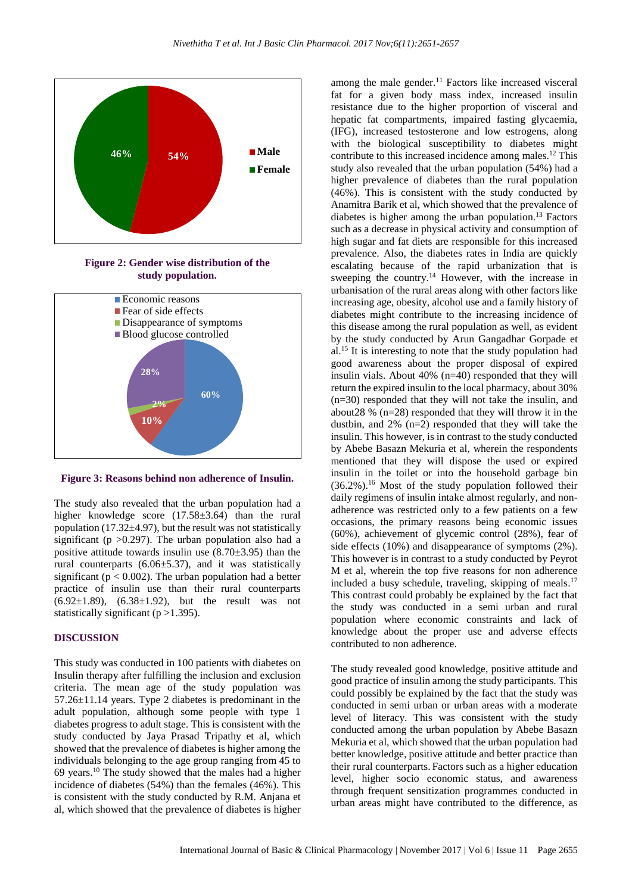46%

54%

Male

Female

**Figure 2: Gender wise distribution of the study population.**

Economic reasons

Fear of side effects

Disappearance of symptoms

Blood glucose controlled

28%

2%

10%

60%

**Figure 3: Reasons behind non adherence of Insulin.**

The study also revealed that the urban population had a higher knowledge score (17.58±3.64) than the rural population (17.32±4.97), but the result was not statistically significant ($p > 0.297$). The urban population also had a positive attitude towards insulin use (8.70±3.95) than the rural counterparts (6.06±5.37), and it was statistically significant ($p < 0.002$). The urban population had a better practice of insulin use than their rural counterparts (6.92±1.89), (6.38±1.92), but the result was not statistically significant ($p > 1.395$).

## DISCUSSION

This study was conducted in 100 patients with diabetes on Insulin therapy after fulfilling the inclusion and exclusion criteria. The mean age of the study population was 57.26±11.14 years. Type 2 diabetes is predominant in the adult population, although some people with type 1 diabetes progress to adult stage. This is consistent with the study conducted by Jaya Prasad Tripathy et al, which showed that the prevalence of diabetes is higher among the individuals belonging to the age group ranging from 45 to 69 years.[10] The study showed that the males had a higher incidence of diabetes (54%) than the females (46%). This is consistent with the study conducted by R.M. Anjana et al, which showed that the prevalence of diabetes is higher among the male gender.[11] Factors like increased visceral fat for a given body mass index, increased insulin resistance due to the higher proportion of visceral and hepatic fat compartments, impaired fasting glycaemia, (IFG), increased testosterone and low estrogens, along with the biological susceptibility to diabetes might contribute to this increased incidence among males.[12] This study also revealed that the urban population (54%) had a higher prevalence of diabetes than the rural population (46%). This is consistent with the study conducted by Anamitra Barik et al, which showed that the prevalence of diabetes is higher among the urban population.[13] Factors such as a decrease in physical activity and consumption of high sugar and fat diets are responsible for this increased prevalence. Also, the diabetes rates in India are quickly escalating because of the rapid urbanization that is sweeping the country.[14] However, with the increase in urbanisation of the rural areas along with other factors like increasing age, obesity, alcohol use and a family history of diabetes might contribute to the increasing incidence of this disease among the rural population as well, as evident by the study conducted by Arun Gangadhar Gorpade et al.[15] It is interesting to note that the study population had good awareness about the proper disposal of expired insulin vials. About 40% (n=40) responded that they will return the expired insulin to the local pharmacy, about 30% (n=30) responded that they will not take the insulin, and about28 % (n=28) responded that they will throw it in the dustbin, and 2% (n=2) responded that they will take the insulin. This however, is in contrast to the study conducted by Abebe Basazn Mekuria et al, wherein the respondents mentioned that they will dispose the used or expired insulin in the toilet or into the household garbage bin (36.2%).[16] Most of the study population followed their daily regimens of insulin intake almost regularly, and non-adherence was restricted only to a few patients on a few occasions, the primary reasons being economic issues (60%), achievement of glycemic control (28%), fear of side effects (10%) and disappearance of symptoms (2%). This however is in contrast to a study conducted by Peyrot M et al, wherein the top five reasons for non adherence included a busy schedule, traveling, skipping of meals.[17] This contrast could probably be explained by the fact that the study was conducted in a semi urban and rural population where economic constraints and lack of knowledge about the proper use and adverse effects contributed to non adherence.

The study revealed good knowledge, positive attitude and good practice of insulin among the study participants. This could possibly be explained by the fact that the study was conducted in semi urban or urban areas with a moderate level of literacy. This was consistent with the study conducted among the urban population by Abebe Basazn Mekuria et al, which showed that the urban population had better knowledge, positive attitude and better practice than their rural counterparts. Factors such as a higher education level, higher socio economic status, and awareness through frequent sensitization programmes conducted in urban areas might have contributed to the difference, as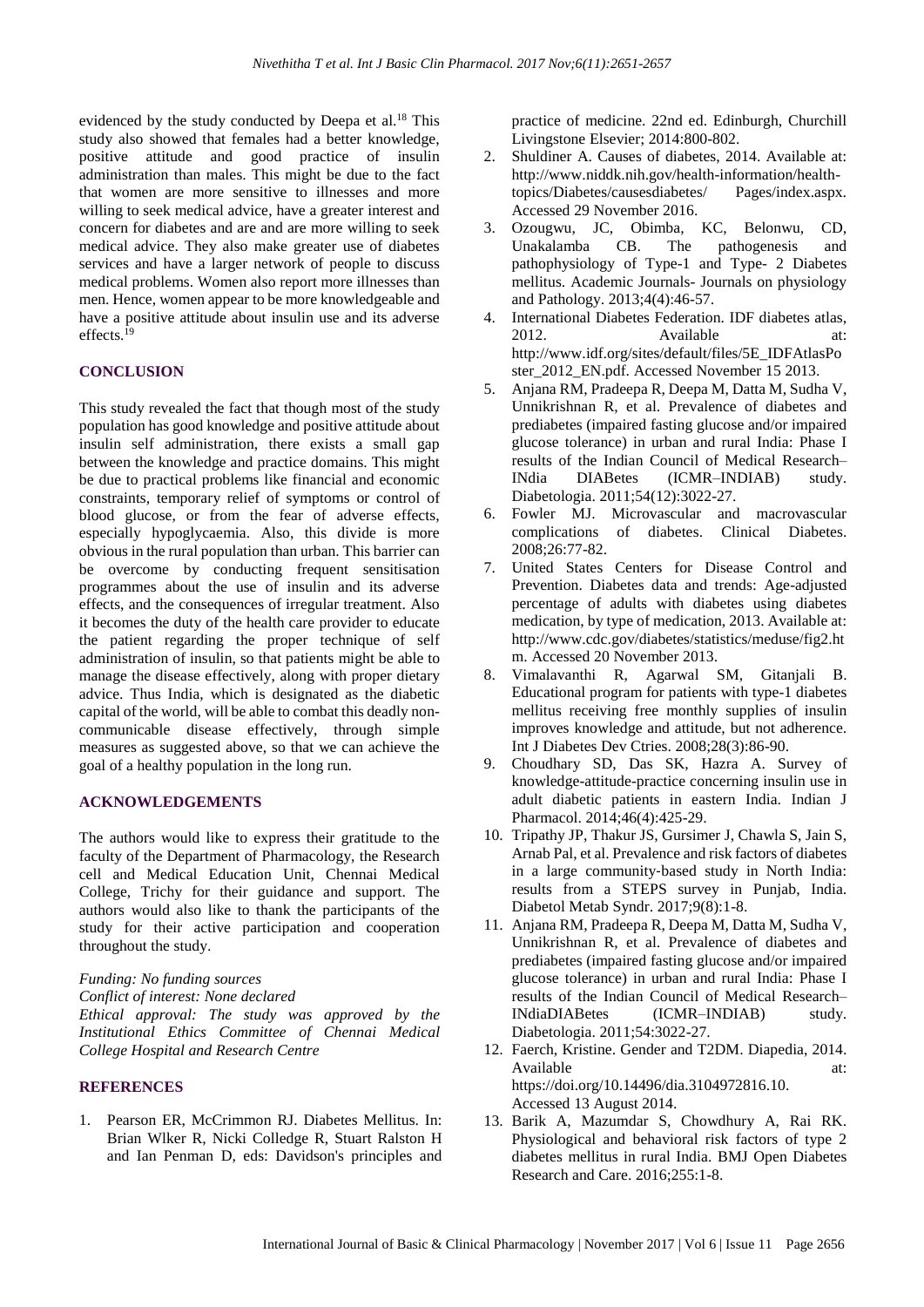evidenced by the study conducted by Deepa et al.[18] This study also showed that females had a better knowledge, positive attitude and good practice of insulin administration than males. This might be due to the fact that women are more sensitive to illnesses and more willing to seek medical advice, have a greater interest and concern for diabetes and are and are more willing to seek medical advice. They also make greater use of diabetes services and have a larger network of people to discuss medical problems. Women also report more illnesses than men. Hence, women appear to be more knowledgeable and have a positive attitude about insulin use and its adverse effects.[19]

## CONCLUSION

This study revealed the fact that though most of the study population has good knowledge and positive attitude about insulin self administration, there exists a small gap between the knowledge and practice domains. This might be due to practical problems like financial and economic constraints, temporary relief of symptoms or control of blood glucose, or from the fear of adverse effects, especially hypoglycaemia. Also, this divide is more obvious in the rural population than urban. This barrier can be overcome by conducting frequent sensitisation programmes about the use of insulin and its adverse effects, and the consequences of irregular treatment. Also it becomes the duty of the health care provider to educate the patient regarding the proper technique of self administration of insulin, so that patients might be able to manage the disease effectively, along with proper dietary advice. Thus India, which is designated as the diabetic capital of the world, will be able to combat this deadly non-communicable disease effectively, through simple measures as suggested above, so that we can achieve the goal of a healthy population in the long run.

## ACKNOWLEDGEMENTS

The authors would like to express their gratitude to the faculty of the Department of Pharmacology, the Research cell and Medical Education Unit, Chennai Medical College, Trichy for their guidance and support. The authors would also like to thank the participants of the study for their active participation and cooperation throughout the study.

*Funding: No funding sources*
*Conflict of interest: None declared*
*Ethical approval: The study was approved by the Institutional Ethics Committee of Chennai Medical College Hospital and Research Centre*

## REFERENCES

1. Pearson ER, McCrimmon RJ. Diabetes Mellitus. In: Brian Wlker R, Nicki Colledge R, Stuart Ralston H and Ian Penman D, eds: Davidson's principles and practice of medicine. 22nd ed. Edinburgh, Churchill Livingstone Elsevier; 2014:800-802.
2. Shuldiner A. Causes of diabetes, 2014. Available at: http://www.niddk.nih.gov/health-information/health-topics/Diabetes/causesdiabetes/ Pages/index.aspx. Accessed 29 November 2016.
3. Ozougwu, JC, Obimba, KC, Belonwu, CD, Unakalamba CB. The pathogenesis and pathophysiology of Type-1 and Type- 2 Diabetes mellitus. Academic Journals- Journals on physiology and Pathology. 2013;4(4):46-57.
4. International Diabetes Federation. IDF diabetes atlas, 2012. Available at: http://www.idf.org/sites/default/files/5E_IDFAtlasPoster_2012_EN.pdf. Accessed November 15 2013.
5. Anjana RM, Pradeepa R, Deepa M, Datta M, Sudha V, Unnikrishnan R, et al. Prevalence of diabetes and prediabetes (impaired fasting glucose and/or impaired glucose tolerance) in urban and rural India: Phase I results of the Indian Council of Medical Research–INdia DIABetes (ICMR–INDIAB) study. Diabetologia. 2011;54(12):3022-27.
6. Fowler MJ. Microvascular and macrovascular complications of diabetes. Clinical Diabetes. 2008;26:77-82.
7. United States Centers for Disease Control and Prevention. Diabetes data and trends: Age-adjusted percentage of adults with diabetes using diabetes medication, by type of medication, 2013. Available at: http://www.cdc.gov/diabetes/statistics/meduse/fig2.htm. Accessed 20 November 2013.
8. Vimalavanthi R, Agarwal SM, Gitanjali B. Educational program for patients with type-1 diabetes mellitus receiving free monthly supplies of insulin improves knowledge and attitude, but not adherence. Int J Diabetes Dev Ctries. 2008;28(3):86-90.
9. Choudhary SD, Das SK, Hazra A. Survey of knowledge-attitude-practice concerning insulin use in adult diabetic patients in eastern India. Indian J Pharmacol. 2014;46(4):425-29.
10. Tripathy JP, Thakur JS, Gursimer J, Chawla S, Jain S, Arnab Pal, et al. Prevalence and risk factors of diabetes in a large community-based study in North India: results from a STEPS survey in Punjab, India. Diabetol Metab Syndr. 2017;9(8):1-8.
11. Anjana RM, Pradeepa R, Deepa M, Datta M, Sudha V, Unnikrishnan R, et al. Prevalence of diabetes and prediabetes (impaired fasting glucose and/or impaired glucose tolerance) in urban and rural India: Phase I results of the Indian Council of Medical Research–INdiaDIABetes (ICMR–INDIAB) study. Diabetologia. 2011;54:3022-27.
12. Faerch, Kristine. Gender and T2DM. Diapedia, 2014. Available at: https://doi.org/10.14496/dia.3104972816.10. Accessed 13 August 2014.
13. Barik A, Mazumdar S, Chowdhury A, Rai RK. Physiological and behavioral risk factors of type 2 diabetes mellitus in rural India. BMJ Open Diabetes Research and Care. 2016;255:1-8.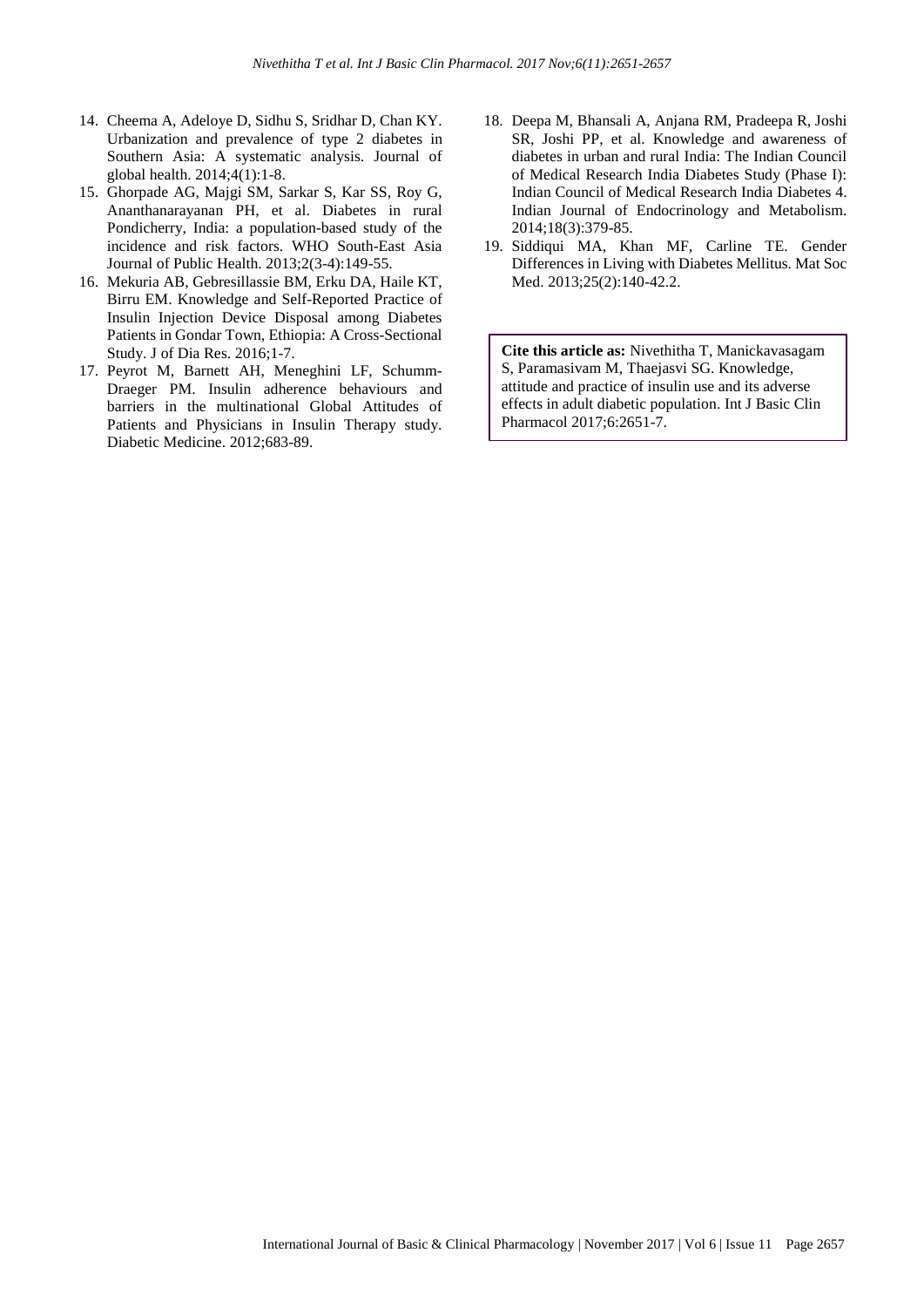14. Cheema A, Adeloye D, Sidhu S, Sridhar D, Chan KY. Urbanization and prevalence of type 2 diabetes in Southern Asia: A systematic analysis. Journal of global health. 2014;4(1):1-8.
15. Ghorpade AG, Majgi SM, Sarkar S, Kar SS, Roy G, Ananthanarayanan PH, et al. Diabetes in rural Pondicherry, India: a population-based study of the incidence and risk factors. WHO South-East Asia Journal of Public Health. 2013;2(3-4):149-55.
16. Mekuria AB, Gebresillassie BM, Erku DA, Haile KT, Birru EM. Knowledge and Self-Reported Practice of Insulin Injection Device Disposal among Diabetes Patients in Gondar Town, Ethiopia: A Cross-Sectional Study. J of Dia Res. 2016;1-7.
17. Peyrot M, Barnett AH, Meneghini LF, Schumm-Draeger PM. Insulin adherence behaviours and barriers in the multinational Global Attitudes of Patients and Physicians in Insulin Therapy study. Diabetic Medicine. 2012;683-89.
18. Deepa M, Bhansali A, Anjana RM, Pradeepa R, Joshi SR, Joshi PP, et al. Knowledge and awareness of diabetes in urban and rural India: The Indian Council of Medical Research India Diabetes Study (Phase I): Indian Council of Medical Research India Diabetes 4. Indian Journal of Endocrinology and Metabolism. 2014;18(3):379-85.
19. Siddiqui MA, Khan MF, Carline TE. Gender Differences in Living with Diabetes Mellitus. Mat Soc Med. 2013;25(2):140-42.2.

**Cite this article as:** Nivethitha T, Manickavasagam S, Paramasivam M, Thaejasvi SG. Knowledge, attitude and practice of insulin use and its adverse effects in adult diabetic population. Int J Basic Clin Pharmacol 2017;6:2651-7.